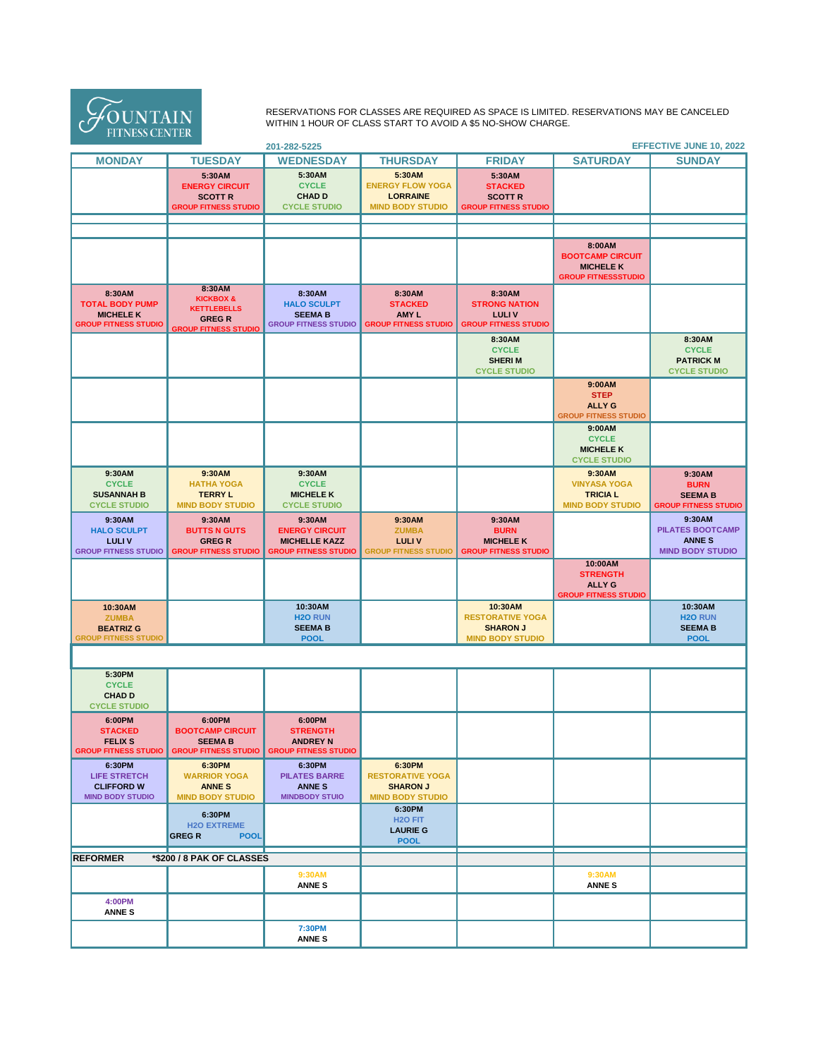FOUNTAIN FITNESS CENTER

RESERVATIONS FOR CLASSES ARE REQUIRED AS SPACE IS LIMITED. RESERVATIONS MAY BE CANCELED WITHIN 1 HOUR OF CLASS START TO AVOID A $5 NO-SHOW CHARGE.

201-282-5225

EFFECTIVE JUNE 10, 2022

| MONDAY | TUESDAY | WEDNESDAY | THURSDAY | FRIDAY | SATURDAY | SUNDAY |
|---|---|---|---|---|---|---|
| | 5:30AM ENERGY CIRCUIT SCOTT R GROUP FITNESS STUDIO | 5:30AM CYCLE CHAD D CYCLE STUDIO | 5:30AM ENERGY FLOW YOGA LORRAINE MIND BODY STUDIO | 5:30AM STACKED SCOTT R GROUP FITNESS STUDIO | | |
| | | | | | 8:00AM BOOTCAMP CIRCUIT MICHELE K GROUP FITNESSSTUDIO | |
| 8:30AM TOTAL BODY PUMP MICHELE K GROUP FITNESS STUDIO | 8:30AM KICKBOX & KETTLEBELLS GREG R GROUP FITNESS STUDIO | 8:30AM HALO SCULPT SEEMA B GROUP FITNESS STUDIO | 8:30AM STACKED AMY L GROUP FITNESS STUDIO | 8:30AM STRONG NATION LULI V GROUP FITNESS STUDIO | | |
| | | | | 8:30AM CYCLE SHERI M CYCLE STUDIO | | 8:30AM CYCLE PATRICK M CYCLE STUDIO |
| | | | | | 9:00AM STEP ALLY G GROUP FITNESS STUDIO | |
| | | | | | 9:00AM CYCLE MICHELE K CYCLE STUDIO | |
| 9:30AM CYCLE SUSANNAH B CYCLE STUDIO | 9:30AM HATHA YOGA TERRY L MIND BODY STUDIO | 9:30AM CYCLE MICHELE K CYCLE STUDIO | | | 9:30AM VINYASA YOGA TRICIA L MIND BODY STUDIO | 9:30AM BURN SEEMA B GROUP FITNESS STUDIO |
| 9:30AM HALO SCULPT LULI V GROUP FITNESS STUDIO | 9:30AM BUTTS N GUTS GREG R GROUP FITNESS STUDIO | 9:30AM ENERGY CIRCUIT MICHELLE KAZZ GROUP FITNESS STUDIO | 9:30AM ZUMBA LULI V GROUP FITNESS STUDIO | 9:30AM BURN MICHELE K GROUP FITNESS STUDIO | | 9:30AM PILATES BOOTCAMP ANNE S MIND BODY STUDIO |
| | | | | | 10:00AM STRENGTH ALLY G GROUP FITNESS STUDIO | |
| 10:30AM ZUMBA BEATRIZ G GROUP FITNESS STUDIO | | 10:30AM H2O RUN SEEMA B POOL | | 10:30AM RESTORATIVE YOGA SHARON J MIND BODY STUDIO | | 10:30AM H2O RUN SEEMA B POOL |
| 5:30PM CYCLE CHAD D CYCLE STUDIO | | | | | | |
| 6:00PM STACKED FELIX S GROUP FITNESS STUDIO | 6:00PM BOOTCAMP CIRCUIT SEEMA B GROUP FITNESS STUDIO | 6:00PM STRENGTH ANDREY N GROUP FITNESS STUDIO | | | | |
| 6:30PM LIFE STRETCH CLIFFORD W MIND BODY STUDIO | 6:30PM WARRIOR YOGA ANNE S MIND BODY STUDIO | 6:30PM PILATES BARRE ANNE S MINDBODY STUIO | 6:30PM RESTORATIVE YOGA SHARON J MIND BODY STUDIO | | | |
| | 6:30PM H2O EXTREME GREG R POOL | | 6:30PM H2O FIT LAURIE G POOL | | | |
| **REFORMER** | ***$200 / 8 PAK OF CLASSES** | | | | | |
| | | 9:30AM ANNE S | | | 9:30AM ANNE S | |
| 4:00PM ANNE S | | | | | | |
| | | 7:30PM ANNE S | | | | |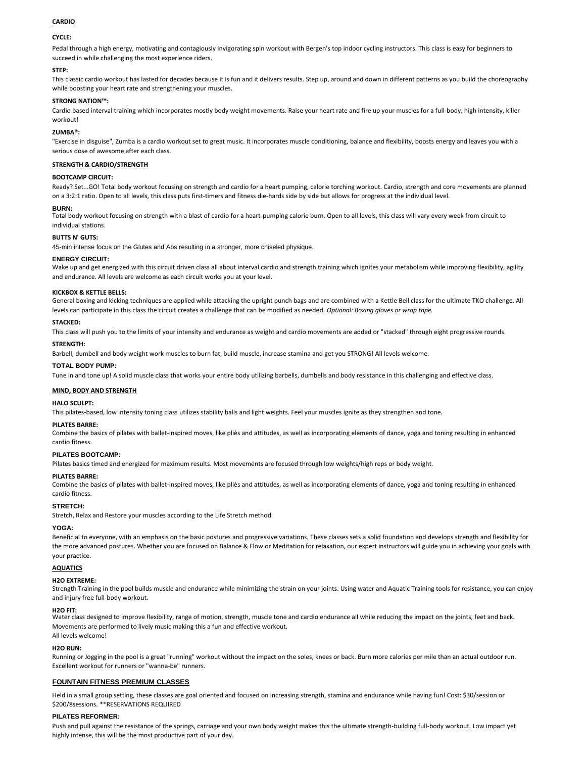## CARDIO

### CYCLE:

Pedal through a high energy, motivating and contagiously invigorating spin workout with Bergen's top indoor cycling instructors. This class is easy for beginners to succeed in while challenging the most experience riders.

### STEP:

This classic cardio workout has lasted for decades because it is fun and it delivers results. Step up, around and down in different patterns as you build the choreography while boosting your heart rate and strengthening your muscles.

### STRONG NATION™:

Cardio based interval training which incorporates mostly body weight movements. Raise your heart rate and fire up your muscles for a full-body, high intensity, killer workout!

### ZUMBA®:

"Exercise in disguise", Zumba is a cardio workout set to great music. It incorporates muscle conditioning, balance and flexibility, boosts energy and leaves you with a serious dose of awesome after each class.

## STRENGTH & CARDIO/STRENGTH

### BOOTCAMP CIRCUIT:

Ready? Set...GO! Total body workout focusing on strength and cardio for a heart pumping, calorie torching workout. Cardio, strength and core movements are planned on a 3:2:1 ratio. Open to all levels, this class puts first-timers and fitness die-hards side by side but allows for progress at the individual level.

### BURN:

Total body workout focusing on strength with a blast of cardio for a heart-pumping calorie burn. Open to all levels, this class will vary every week from circuit to individual stations.

### BUTTS N' GUTS:

45-min intense focus on the Glutes and Abs resulting in a stronger, more chiseled physique.

### ENERGY CIRCUIT:

Wake up and get energized with this circuit driven class all about interval cardio and strength training which ignites your metabolism while improving flexibility, agility and endurance. All levels are welcome as each circuit works you at your level.

### KICKBOX & KETTLE BELLS:

General boxing and kicking techniques are applied while attacking the upright punch bags and are combined with a Kettle Bell class for the ultimate TKO challenge. All levels can participate in this class the circuit creates a challenge that can be modified as needed. *Optional: Boxing gloves or wrap tape.*

### STACKED:

This class will push you to the limits of your intensity and endurance as weight and cardio movements are added or "stacked" through eight progressive rounds.

### STRENGTH:

Barbell, dumbell and body weight work muscles to burn fat, build muscle, increase stamina and get you STRONG! All levels welcome.

### TOTAL BODY PUMP:

Tune in and tone up! A solid muscle class that works your entire body utilizing barbells, dumbells and body resistance in this challenging and effective class.

## MIND, BODY AND STRENGTH

### HALO SCULPT:

This pilates-based, low intensity toning class utilizes stability balls and light weights. Feel your muscles ignite as they strengthen and tone.

### PILATES BARRE:

Combine the basics of pilates with ballet-inspired moves, like pliès and attitudes, as well as incorporating elements of dance, yoga and toning resulting in enhanced cardio fitness.

### PILATES BOOTCAMP:

Pilates basics timed and energized for maximum results. Most movements are focused through low weights/high reps or body weight.

### PILATES BARRE:

Combine the basics of pilates with ballet-inspired moves, like pliès and attitudes, as well as incorporating elements of dance, yoga and toning resulting in enhanced cardio fitness.

### STRETCH:

Stretch, Relax and Restore your muscles according to the Life Stretch method.

### YOGA:

Beneficial to everyone, with an emphasis on the basic postures and progressive variations. These classes sets a solid foundation and develops strength and flexibility for the more advanced postures. Whether you are focused on Balance & Flow or Meditation for relaxation, our expert instructors will guide you in achieving your goals with your practice.

## AQUATICS

### H2O EXTREME:

Strength Training in the pool builds muscle and endurance while minimizing the strain on your joints. Using water and Aquatic Training tools for resistance, you can enjoy and injury free full-body workout.

### H2O FIT:

Water class designed to improve flexibility, range of motion, strength, muscle tone and cardio endurance all while reducing the impact on the joints, feet and back. Movements are performed to lively music making this a fun and effective workout.
All levels welcome!

### H2O RUN:

Running or Jogging in the pool is a great "running" workout without the impact on the soles, knees or back. Burn more calories per mile than an actual outdoor run. Excellent workout for runners or "wanna-be" runners.

## FOUNTAIN FITNESS PREMIUM CLASSES

Held in a small group setting, these classes are goal oriented and focused on increasing strength, stamina and endurance while having fun! Cost: $30/session or $200/8sessions. **RESERVATIONS REQUIRED

### PILATES REFORMER:

Push and pull against the resistance of the springs, carriage and your own body weight makes this the ultimate strength-building full-body workout. Low impact yet highly intense, this will be the most productive part of your day.